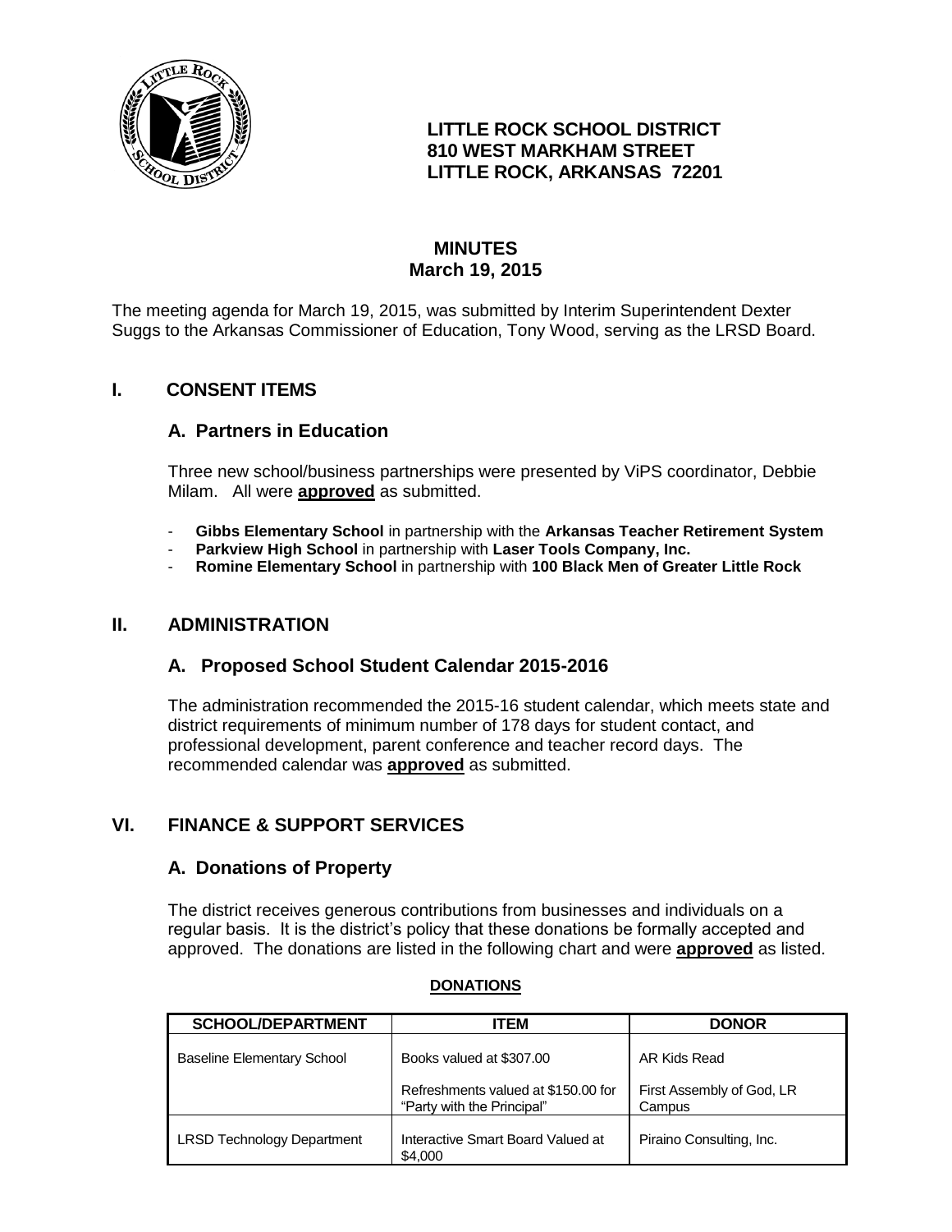**LITTLE ROCK SCHOOL DISTRICT**
**810 WEST MARKHAM STREET**
**LITTLE ROCK, ARKANSAS 72201**

# MINUTES
## March 19, 2015

The meeting agenda for March 19, 2015, was submitted by Interim Superintendent Dexter Suggs to the Arkansas Commissioner of Education, Tony Wood, serving as the LRSD Board.

## I. CONSENT ITEMS

### A. Partners in Education

Three new school/business partnerships were presented by ViPS coordinator, Debbie Milam. All were **approved** as submitted.

- **Gibbs Elementary School** in partnership with the **Arkansas Teacher Retirement System**
- **Parkview High School** in partnership with **Laser Tools Company, Inc.**
- **Romine Elementary School** in partnership with **100 Black Men of Greater Little Rock**

## II. ADMINISTRATION

### A. Proposed School Student Calendar 2015-2016

The administration recommended the 2015-16 student calendar, which meets state and district requirements of minimum number of 178 days for student contact, and professional development, parent conference and teacher record days. The recommended calendar was **approved** as submitted.

## VI. FINANCE & SUPPORT SERVICES

### A. Donations of Property

The district receives generous contributions from businesses and individuals on a regular basis. It is the district's policy that these donations be formally accepted and approved. The donations are listed in the following chart and were **approved** as listed.

**DONATIONS**

| SCHOOL/DEPARTMENT | ITEM | DONOR |
|---|---|---|
| Baseline Elementary School | Books valued at $307.00 | AR Kids Read |
| | Refreshments valued at $150.00 for "Party with the Principal" | First Assembly of God, LR Campus |
| LRSD Technology Department | Interactive Smart Board Valued at $4,000 | Piraino Consulting, Inc. |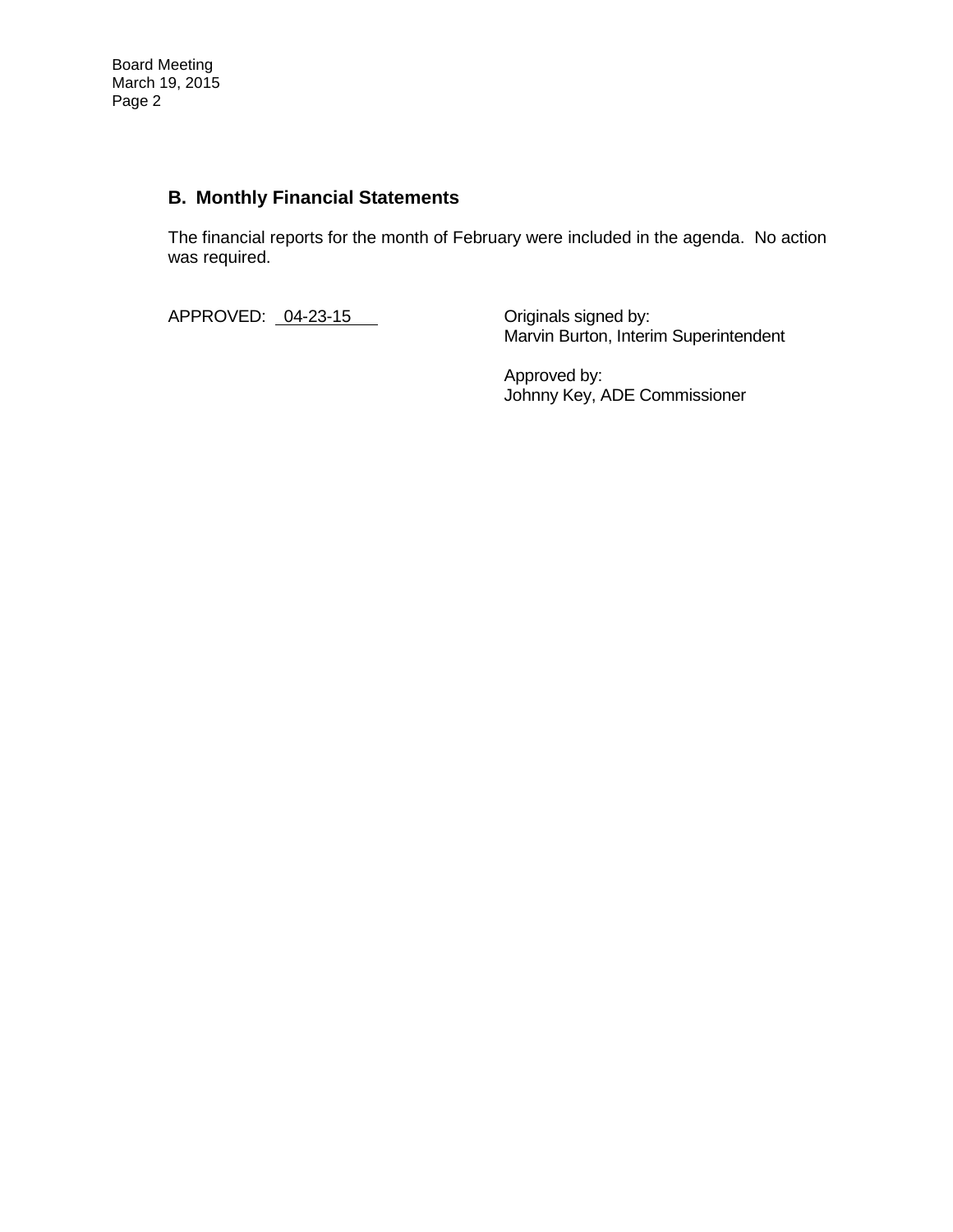## B. Monthly Financial Statements

The financial reports for the month of February were included in the agenda. No action was required.

APPROVED: 04-23-15

Originals signed by:
Marvin Burton, Interim Superintendent

Approved by:
Johnny Key, ADE Commissioner